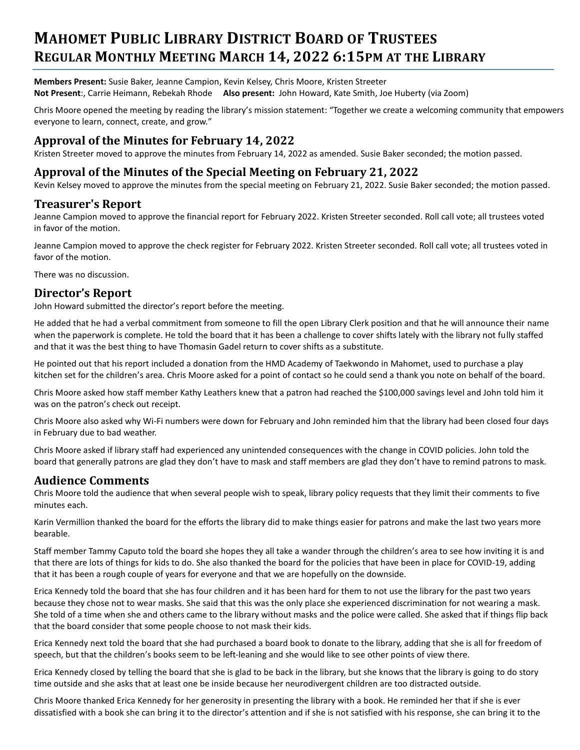# Mahomet Public Library District Board of Trustees
# Regular Monthly Meeting March 14, 2022 6:15pm at the Library

**Members Present:** Susie Baker, Jeanne Campion, Kevin Kelsey, Chris Moore, Kristen Streeter
**Not Present**:, Carrie Heimann, Rebekah Rhode **Also present:** John Howard, Kate Smith, Joe Huberty (via Zoom)

Chris Moore opened the meeting by reading the library's mission statement: "Together we create a welcoming community that empowers everyone to learn, connect, create, and grow."

## Approval of the Minutes for February 14, 2022

Kristen Streeter moved to approve the minutes from February 14, 2022 as amended. Susie Baker seconded; the motion passed.

## Approval of the Minutes of the Special Meeting on February 21, 2022

Kevin Kelsey moved to approve the minutes from the special meeting on February 21, 2022. Susie Baker seconded; the motion passed.

## Treasurer's Report

Jeanne Campion moved to approve the financial report for February 2022. Kristen Streeter seconded. Roll call vote; all trustees voted in favor of the motion.

Jeanne Campion moved to approve the check register for February 2022. Kristen Streeter seconded. Roll call vote; all trustees voted in favor of the motion.

There was no discussion.

## Director's Report

John Howard submitted the director's report before the meeting.

He added that he had a verbal commitment from someone to fill the open Library Clerk position and that he will announce their name when the paperwork is complete. He told the board that it has been a challenge to cover shifts lately with the library not fully staffed and that it was the best thing to have Thomasin Gadel return to cover shifts as a substitute.

He pointed out that his report included a donation from the HMD Academy of Taekwondo in Mahomet, used to purchase a play kitchen set for the children's area. Chris Moore asked for a point of contact so he could send a thank you note on behalf of the board.

Chris Moore asked how staff member Kathy Leathers knew that a patron had reached the $100,000 savings level and John told him it was on the patron's check out receipt.

Chris Moore also asked why Wi-Fi numbers were down for February and John reminded him that the library had been closed four days in February due to bad weather.

Chris Moore asked if library staff had experienced any unintended consequences with the change in COVID policies. John told the board that generally patrons are glad they don't have to mask and staff members are glad they don't have to remind patrons to mask.

## Audience Comments

Chris Moore told the audience that when several people wish to speak, library policy requests that they limit their comments to five minutes each.

Karin Vermillion thanked the board for the efforts the library did to make things easier for patrons and make the last two years more bearable.

Staff member Tammy Caputo told the board she hopes they all take a wander through the children's area to see how inviting it is and that there are lots of things for kids to do. She also thanked the board for the policies that have been in place for COVID-19, adding that it has been a rough couple of years for everyone and that we are hopefully on the downside.

Erica Kennedy told the board that she has four children and it has been hard for them to not use the library for the past two years because they chose not to wear masks. She said that this was the only place she experienced discrimination for not wearing a mask. She told of a time when she and others came to the library without masks and the police were called. She asked that if things flip back that the board consider that some people choose to not mask their kids.

Erica Kennedy next told the board that she had purchased a board book to donate to the library, adding that she is all for freedom of speech, but that the children's books seem to be left-leaning and she would like to see other points of view there.

Erica Kennedy closed by telling the board that she is glad to be back in the library, but she knows that the library is going to do story time outside and she asks that at least one be inside because her neurodivergent children are too distracted outside.

Chris Moore thanked Erica Kennedy for her generosity in presenting the library with a book. He reminded her that if she is ever dissatisfied with a book she can bring it to the director's attention and if she is not satisfied with his response, she can bring it to the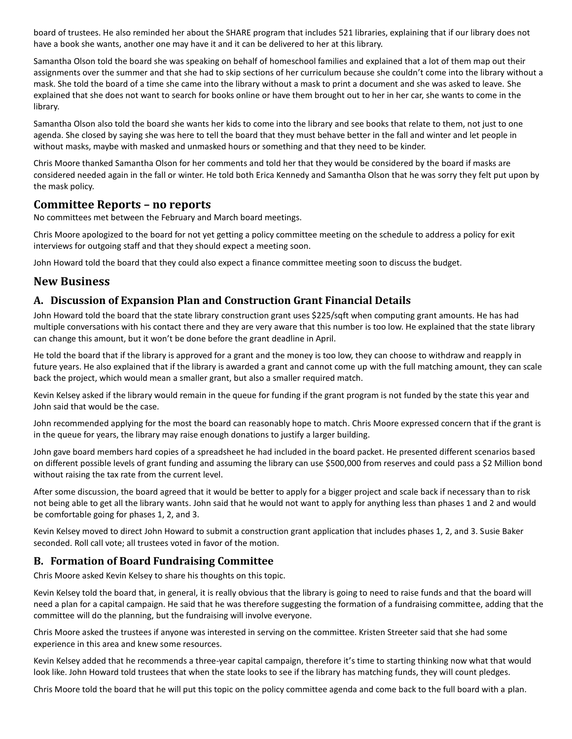board of trustees. He also reminded her about the SHARE program that includes 521 libraries, explaining that if our library does not have a book she wants, another one may have it and it can be delivered to her at this library.

Samantha Olson told the board she was speaking on behalf of homeschool families and explained that a lot of them map out their assignments over the summer and that she had to skip sections of her curriculum because she couldn't come into the library without a mask. She told the board of a time she came into the library without a mask to print a document and she was asked to leave. She explained that she does not want to search for books online or have them brought out to her in her car, she wants to come in the library.

Samantha Olson also told the board she wants her kids to come into the library and see books that relate to them, not just to one agenda. She closed by saying she was here to tell the board that they must behave better in the fall and winter and let people in without masks, maybe with masked and unmasked hours or something and that they need to be kinder.

Chris Moore thanked Samantha Olson for her comments and told her that they would be considered by the board if masks are considered needed again in the fall or winter. He told both Erica Kennedy and Samantha Olson that he was sorry they felt put upon by the mask policy.

## Committee Reports – no reports

No committees met between the February and March board meetings.

Chris Moore apologized to the board for not yet getting a policy committee meeting on the schedule to address a policy for exit interviews for outgoing staff and that they should expect a meeting soon.

John Howard told the board that they could also expect a finance committee meeting soon to discuss the budget.

## New Business

### A. Discussion of Expansion Plan and Construction Grant Financial Details

John Howard told the board that the state library construction grant uses $225/sqft when computing grant amounts. He has had multiple conversations with his contact there and they are very aware that this number is too low. He explained that the state library can change this amount, but it won't be done before the grant deadline in April.

He told the board that if the library is approved for a grant and the money is too low, they can choose to withdraw and reapply in future years. He also explained that if the library is awarded a grant and cannot come up with the full matching amount, they can scale back the project, which would mean a smaller grant, but also a smaller required match.

Kevin Kelsey asked if the library would remain in the queue for funding if the grant program is not funded by the state this year and John said that would be the case.

John recommended applying for the most the board can reasonably hope to match. Chris Moore expressed concern that if the grant is in the queue for years, the library may raise enough donations to justify a larger building.

John gave board members hard copies of a spreadsheet he had included in the board packet. He presented different scenarios based on different possible levels of grant funding and assuming the library can use $500,000 from reserves and could pass a $2 Million bond without raising the tax rate from the current level.

After some discussion, the board agreed that it would be better to apply for a bigger project and scale back if necessary than to risk not being able to get all the library wants. John said that he would not want to apply for anything less than phases 1 and 2 and would be comfortable going for phases 1, 2, and 3.

Kevin Kelsey moved to direct John Howard to submit a construction grant application that includes phases 1, 2, and 3. Susie Baker seconded. Roll call vote; all trustees voted in favor of the motion.

### B. Formation of Board Fundraising Committee

Chris Moore asked Kevin Kelsey to share his thoughts on this topic.

Kevin Kelsey told the board that, in general, it is really obvious that the library is going to need to raise funds and that the board will need a plan for a capital campaign. He said that he was therefore suggesting the formation of a fundraising committee, adding that the committee will do the planning, but the fundraising will involve everyone.

Chris Moore asked the trustees if anyone was interested in serving on the committee. Kristen Streeter said that she had some experience in this area and knew some resources.

Kevin Kelsey added that he recommends a three-year capital campaign, therefore it's time to starting thinking now what that would look like. John Howard told trustees that when the state looks to see if the library has matching funds, they will count pledges.

Chris Moore told the board that he will put this topic on the policy committee agenda and come back to the full board with a plan.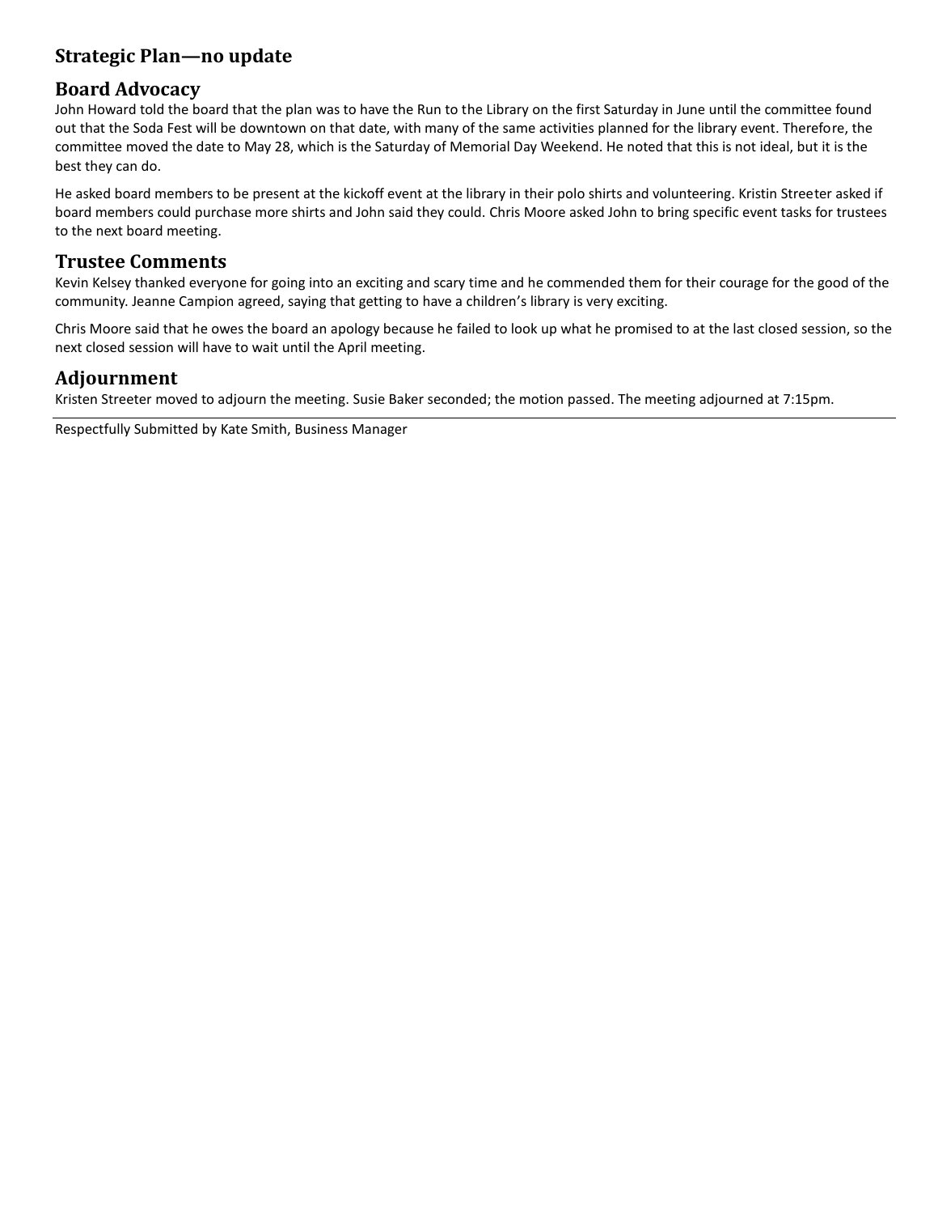## Strategic Plan—no update

## Board Advocacy

John Howard told the board that the plan was to have the Run to the Library on the first Saturday in June until the committee found out that the Soda Fest will be downtown on that date, with many of the same activities planned for the library event. Therefore, the committee moved the date to May 28, which is the Saturday of Memorial Day Weekend. He noted that this is not ideal, but it is the best they can do.

He asked board members to be present at the kickoff event at the library in their polo shirts and volunteering. Kristin Streeter asked if board members could purchase more shirts and John said they could. Chris Moore asked John to bring specific event tasks for trustees to the next board meeting.

## Trustee Comments

Kevin Kelsey thanked everyone for going into an exciting and scary time and he commended them for their courage for the good of the community. Jeanne Campion agreed, saying that getting to have a children's library is very exciting.

Chris Moore said that he owes the board an apology because he failed to look up what he promised to at the last closed session, so the next closed session will have to wait until the April meeting.

## Adjournment

Kristen Streeter moved to adjourn the meeting. Susie Baker seconded; the motion passed. The meeting adjourned at 7:15pm.

---

Respectfully Submitted by Kate Smith, Business Manager